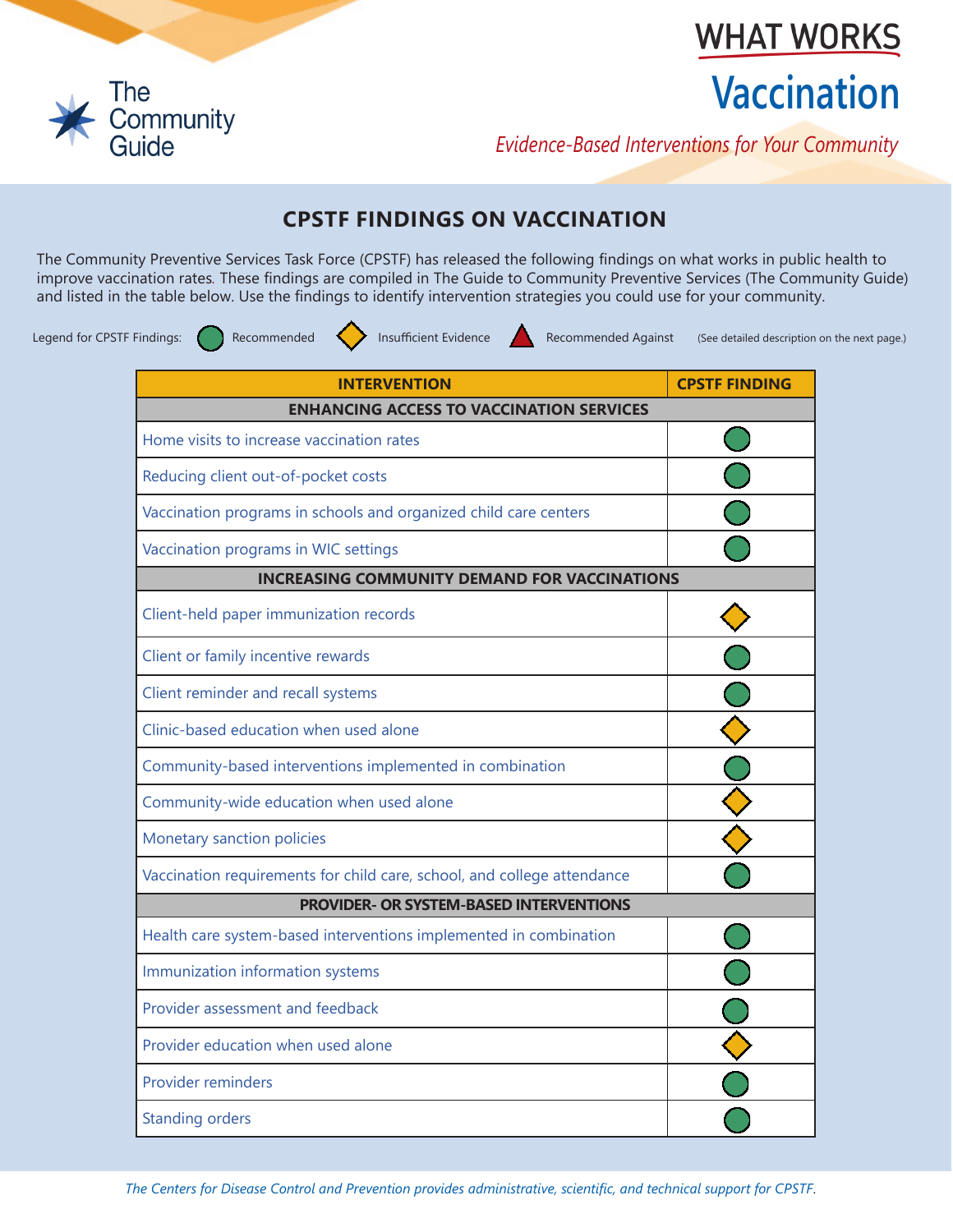The Community Guide

# WHAT WORKS

# Vaccination

*Evidence-Based Interventions for Your Community*

## CPSTF FINDINGS ON VACCINATION

The Community Preventive Services Task Force (CPSTF) has released the following findings on what works in public health to improve vaccination rates. These findings are compiled in The Guide to Community Preventive Services (The Community Guide) and listed in the table below. Use the findings to identify intervention strategies you could use for your community.

Legend for CPSTF Findings: ● Recommended ◆ Insufficient Evidence ▲ Recommended Against (See detailed description on the next page.)

| INTERVENTION | CPSTF FINDING |
|---|---|
| **ENHANCING ACCESS TO VACCINATION SERVICES** | |
| Home visits to increase vaccination rates | Recommended |
| Reducing client out-of-pocket costs | Recommended |
| Vaccination programs in schools and organized child care centers | Recommended |
| Vaccination programs in WIC settings | Recommended |
| **INCREASING COMMUNITY DEMAND FOR VACCINATIONS** | |
| Client-held paper immunization records | Insufficient Evidence |
| Client or family incentive rewards | Recommended |
| Client reminder and recall systems | Recommended |
| Clinic-based education when used alone | Insufficient Evidence |
| Community-based interventions implemented in combination | Recommended |
| Community-wide education when used alone | Insufficient Evidence |
| Monetary sanction policies | Insufficient Evidence |
| Vaccination requirements for child care, school, and college attendance | Recommended |
| **PROVIDER- OR SYSTEM-BASED INTERVENTIONS** | |
| Health care system-based interventions implemented in combination | Recommended |
| Immunization information systems | Recommended |
| Provider assessment and feedback | Recommended |
| Provider education when used alone | Insufficient Evidence |
| Provider reminders | Recommended |
| Standing orders | Recommended |

*The Centers for Disease Control and Prevention provides administrative, scientific, and technical support for CPSTF.*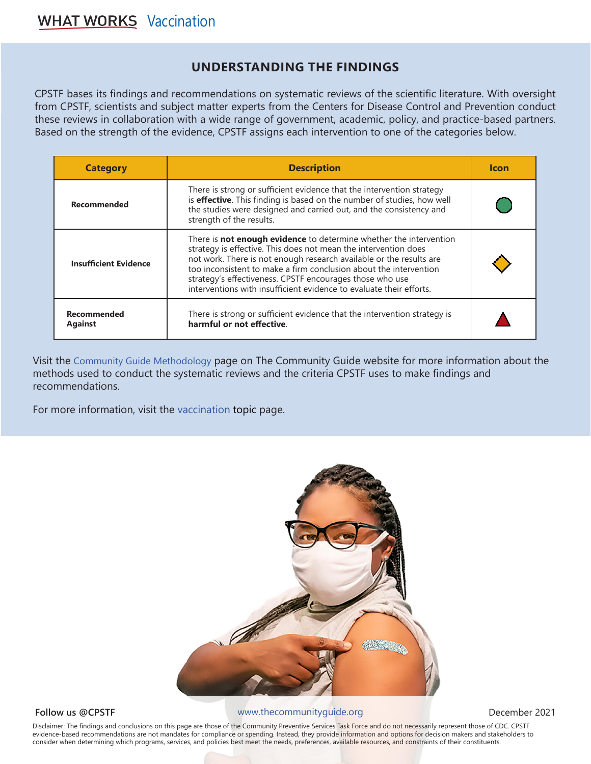## UNDERSTANDING THE FINDINGS

CPSTF bases its findings and recommendations on systematic reviews of the scientific literature. With oversight from CPSTF, scientists and subject matter experts from the Centers for Disease Control and Prevention conduct these reviews in collaboration with a wide range of government, academic, policy, and practice-based partners. Based on the strength of the evidence, CPSTF assigns each intervention to one of the categories below.

| Category | Description | Icon |
| --- | --- | --- |
| **Recommended** | There is strong or sufficient evidence that the intervention strategy is **effective**. This finding is based on the number of studies, how well the studies were designed and carried out, and the consistency and strength of the results. | |
| **Insufficient Evidence** | There is **not enough evidence** to determine whether the intervention strategy is effective. This does not mean the intervention does not work. There is not enough research available or the results are too inconsistent to make a firm conclusion about the intervention strategy's effectiveness. CPSTF encourages those who use interventions with insufficient evidence to evaluate their efforts. | |
| **Recommended Against** | There is strong or sufficient evidence that the intervention strategy is **harmful or not effective**. | |

Visit the Community Guide Methodology page on The Community Guide website for more information about the methods used to conduct the systematic reviews and the criteria CPSTF uses to make findings and recommendations.

For more information, visit the vaccination topic page.

Follow us @CPSTF

www.thecommunityguide.org

December 2021

Disclaimer: The findings and conclusions on this page are those of the Community Preventive Services Task Force and do not necessarily represent those of CDC. CPSTF evidence-based recommendations are not mandates for compliance or spending. Instead, they provide information and options for decision makers and stakeholders to consider when determining which programs, services, and policies best meet the needs, preferences, available resources, and constraints of their constituents.